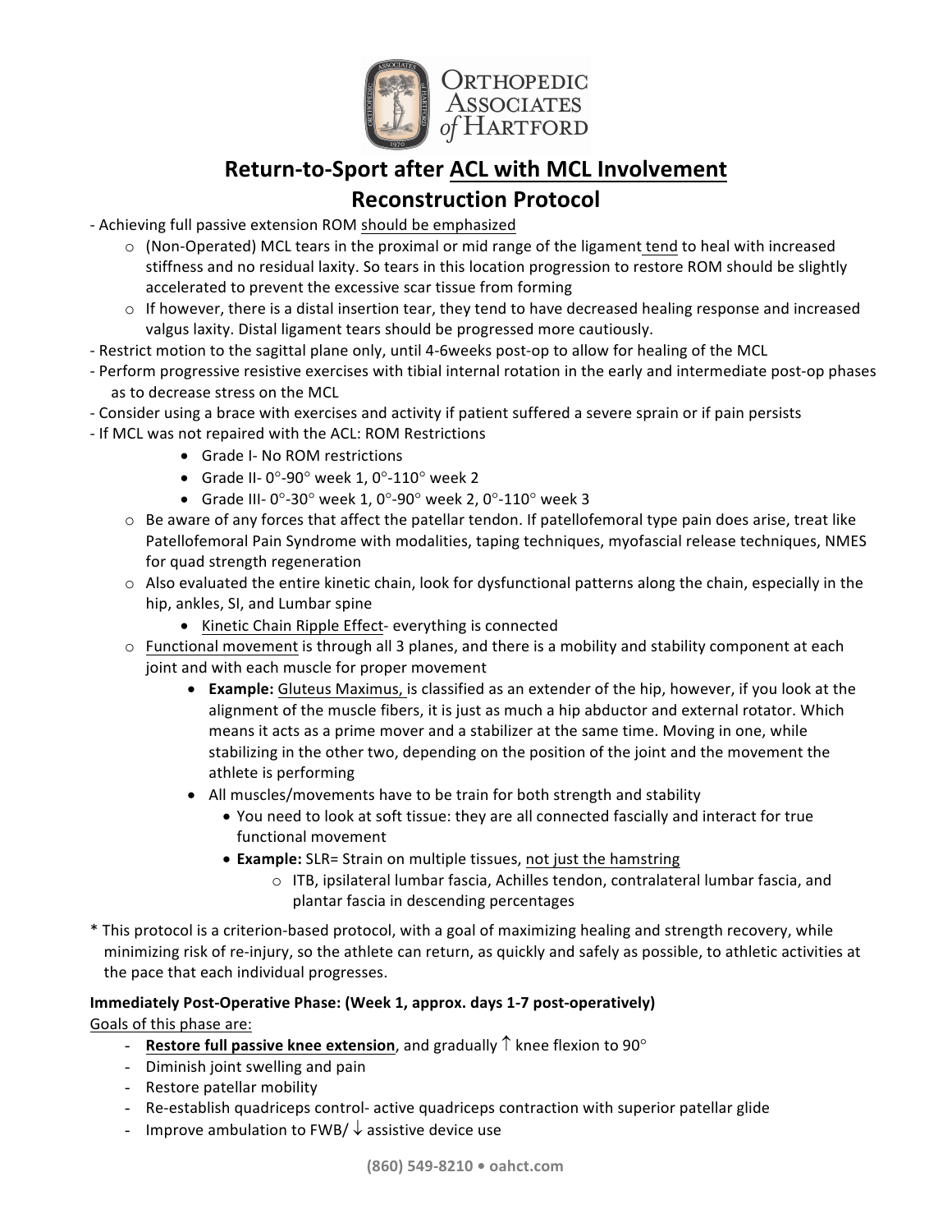# Return-to-Sport after ACL with MCL Involvement Reconstruction Protocol

- Achieving full passive extension ROM should be emphasized
  - (Non-Operated) MCL tears in the proximal or mid range of the ligament tend to heal with increased stiffness and no residual laxity. So tears in this location progression to restore ROM should be slightly accelerated to prevent the excessive scar tissue from forming
  - If however, there is a distal insertion tear, they tend to have decreased healing response and increased valgus laxity. Distal ligament tears should be progressed more cautiously.
- Restrict motion to the sagittal plane only, until 4-6weeks post-op to allow for healing of the MCL
- Perform progressive resistive exercises with tibial internal rotation in the early and intermediate post-op phases as to decrease stress on the MCL
- Consider using a brace with exercises and activity if patient suffered a severe sprain or if pain persists
- If MCL was not repaired with the ACL: ROM Restrictions
  - Grade I- No ROM restrictions
  - Grade II- 0°-90° week 1, 0°-110° week 2
  - Grade III- 0°-30° week 1, 0°-90° week 2, 0°-110° week 3
  - Be aware of any forces that affect the patellar tendon. If patellofemoral type pain does arise, treat like Patellofemoral Pain Syndrome with modalities, taping techniques, myofascial release techniques, NMES for quad strength regeneration
  - Also evaluated the entire kinetic chain, look for dysfunctional patterns along the chain, especially in the hip, ankles, SI, and Lumbar spine
    - Kinetic Chain Ripple Effect- everything is connected
  - Functional movement is through all 3 planes, and there is a mobility and stability component at each joint and with each muscle for proper movement
    - **Example:** Gluteus Maximus, is classified as an extender of the hip, however, if you look at the alignment of the muscle fibers, it is just as much a hip abductor and external rotator. Which means it acts as a prime mover and a stabilizer at the same time. Moving in one, while stabilizing in the other two, depending on the position of the joint and the movement the athlete is performing
    - All muscles/movements have to be train for both strength and stability
      - You need to look at soft tissue: they are all connected fascially and interact for true functional movement
      - **Example:** SLR= Strain on multiple tissues, not just the hamstring
        - ITB, ipsilateral lumbar fascia, Achilles tendon, contralateral lumbar fascia, and plantar fascia in descending percentages

\* This protocol is a criterion-based protocol, with a goal of maximizing healing and strength recovery, while minimizing risk of re-injury, so the athlete can return, as quickly and safely as possible, to athletic activities at the pace that each individual progresses.

**Immediately Post-Operative Phase: (Week 1, approx. days 1-7 post-operatively)**

Goals of this phase are:

- **Restore full passive knee extension**, and gradually ↑ knee flexion to 90°
- Diminish joint swelling and pain
- Restore patellar mobility
- Re-establish quadriceps control- active quadriceps contraction with superior patellar glide
- Improve ambulation to FWB/ ↓ assistive device use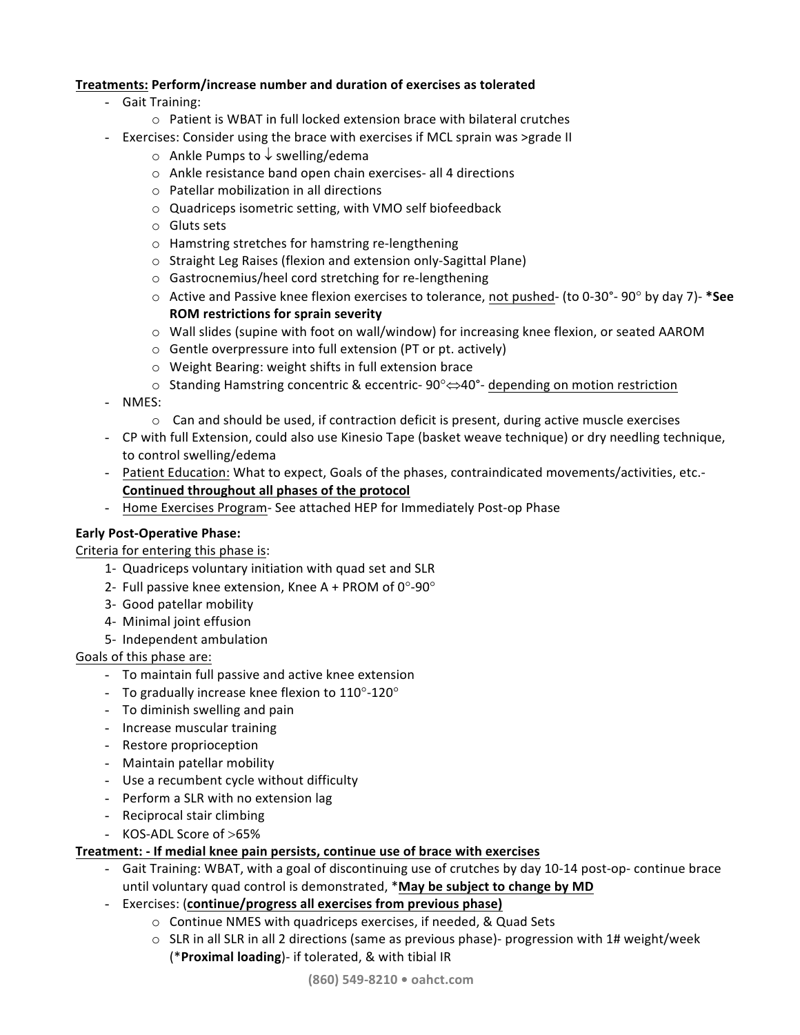**<u>Treatments:</u> Perform/increase number and duration of exercises as tolerated**

- Gait Training:
  - Patient is WBAT in full locked extension brace with bilateral crutches
- Exercises: Consider using the brace with exercises if MCL sprain was >grade II
  - Ankle Pumps to ↓ swelling/edema
  - Ankle resistance band open chain exercises- all 4 directions
  - Patellar mobilization in all directions
  - Quadriceps isometric setting, with VMO self biofeedback
  - Gluts sets
  - Hamstring stretches for hamstring re-lengthening
  - Straight Leg Raises (flexion and extension only-Sagittal Plane)
  - Gastrocnemius/heel cord stretching for re-lengthening
  - Active and Passive knee flexion exercises to tolerance, <u>not pushed</u>- (to 0-30°- 90° by day 7)- ***See ROM restrictions for sprain severity**
  - Wall slides (supine with foot on wall/window) for increasing knee flexion, or seated AAROM
  - Gentle overpressure into full extension (PT or pt. actively)
  - Weight Bearing: weight shifts in full extension brace
  - Standing Hamstring concentric & eccentric- 90°⇔40°- <u>depending on motion restriction</u>
- NMES:
  - Can and should be used, if contraction deficit is present, during active muscle exercises
- CP with full Extension, could also use Kinesio Tape (basket weave technique) or dry needling technique, to control swelling/edema
- <u>Patient Education:</u> What to expect, Goals of the phases, contraindicated movements/activities, etc.- **<u>Continued throughout all phases of the protocol</u>**
- <u>Home Exercises Program</u>- See attached HEP for Immediately Post-op Phase

**Early Post-Operative Phase:**

<u>Criteria for entering this phase is</u>:

1- Quadriceps voluntary initiation with quad set and SLR
2- Full passive knee extension, Knee A + PROM of 0°-90°
3- Good patellar mobility
4- Minimal joint effusion
5- Independent ambulation

<u>Goals of this phase are:</u>

- To maintain full passive and active knee extension
- To gradually increase knee flexion to 110°-120°
- To diminish swelling and pain
- Increase muscular training
- Restore proprioception
- Maintain patellar mobility
- Use a recumbent cycle without difficulty
- Perform a SLR with no extension lag
- Reciprocal stair climbing
- KOS-ADL Score of >65%

**<u>Treatment: - If medial knee pain persists, continue use of brace with exercises</u>**

- Gait Training: WBAT, with a goal of discontinuing use of crutches by day 10-14 post-op- continue brace until voluntary quad control is demonstrated, ***<u>May be subject to change by MD</u>**
- Exercises: (**<u>continue/progress all exercises from previous phase)</u>**
  - Continue NMES with quadriceps exercises, if needed, & Quad Sets
  - SLR in all SLR in all 2 directions (same as previous phase)- progression with 1# weight/week (***Proximal loading**)- if tolerated, & with tibial IR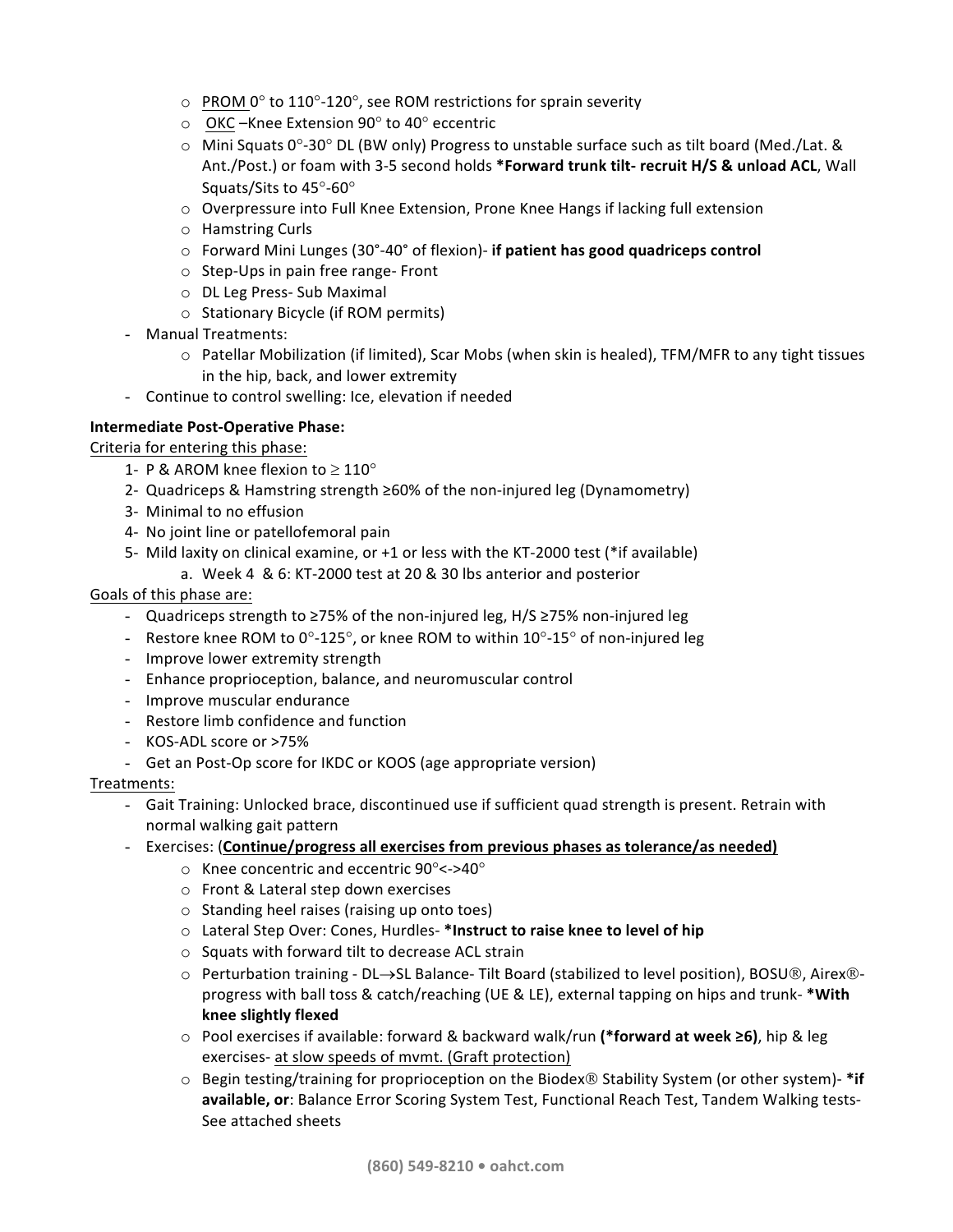- PROM 0° to 110°-120°, see ROM restrictions for sprain severity
    - OKC –Knee Extension 90° to 40° eccentric
    - Mini Squats 0°-30° DL (BW only) Progress to unstable surface such as tilt board (Med./Lat. & Ant./Post.) or foam with 3-5 second holds ***Forward trunk tilt- recruit H/S & unload ACL**, Wall Squats/Sits to 45°-60°
    - Overpressure into Full Knee Extension, Prone Knee Hangs if lacking full extension
    - Hamstring Curls
    - Forward Mini Lunges (30°-40° of flexion)- **if patient has good quadriceps control**
    - Step-Ups in pain free range- Front
    - DL Leg Press- Sub Maximal
    - Stationary Bicycle (if ROM permits)
- Manual Treatments:
    - Patellar Mobilization (if limited), Scar Mobs (when skin is healed), TFM/MFR to any tight tissues in the hip, back, and lower extremity
- Continue to control swelling: Ice, elevation if needed

**Intermediate Post-Operative Phase:**

Criteria for entering this phase:

1- P & AROM knee flexion to ≥ 110°
2- Quadriceps & Hamstring strength ≥60% of the non-injured leg (Dynamometry)
3- Minimal to no effusion
4- No joint line or patellofemoral pain
5- Mild laxity on clinical examine, or +1 or less with the KT-2000 test (*if available)
   a. Week 4 & 6: KT-2000 test at 20 & 30 lbs anterior and posterior

Goals of this phase are:

- Quadriceps strength to ≥75% of the non-injured leg, H/S ≥75% non-injured leg
- Restore knee ROM to 0°-125°, or knee ROM to within 10°-15° of non-injured leg
- Improve lower extremity strength
- Enhance proprioception, balance, and neuromuscular control
- Improve muscular endurance
- Restore limb confidence and function
- KOS-ADL score or >75%
- Get an Post-Op score for IKDC or KOOS (age appropriate version)

Treatments:

- Gait Training: Unlocked brace, discontinued use if sufficient quad strength is present. Retrain with normal walking gait pattern
- Exercises: (**Continue/progress all exercises from previous phases as tolerance/as needed)**
    - Knee concentric and eccentric 90°<->40°
    - Front & Lateral step down exercises
    - Standing heel raises (raising up onto toes)
    - Lateral Step Over: Cones, Hurdles- ***Instruct to raise knee to level of hip**
    - Squats with forward tilt to decrease ACL strain
    - Perturbation training - DL→SL Balance- Tilt Board (stabilized to level position), BOSU®, Airex®- progress with ball toss & catch/reaching (UE & LE), external tapping on hips and trunk- ***With knee slightly flexed**
    - Pool exercises if available: forward & backward walk/run **(*forward at week ≥6)**, hip & leg exercises- at slow speeds of mvmt. (Graft protection)
    - Begin testing/training for proprioception on the Biodex® Stability System (or other system)- ***if available, or**: Balance Error Scoring System Test, Functional Reach Test, Tandem Walking tests- See attached sheets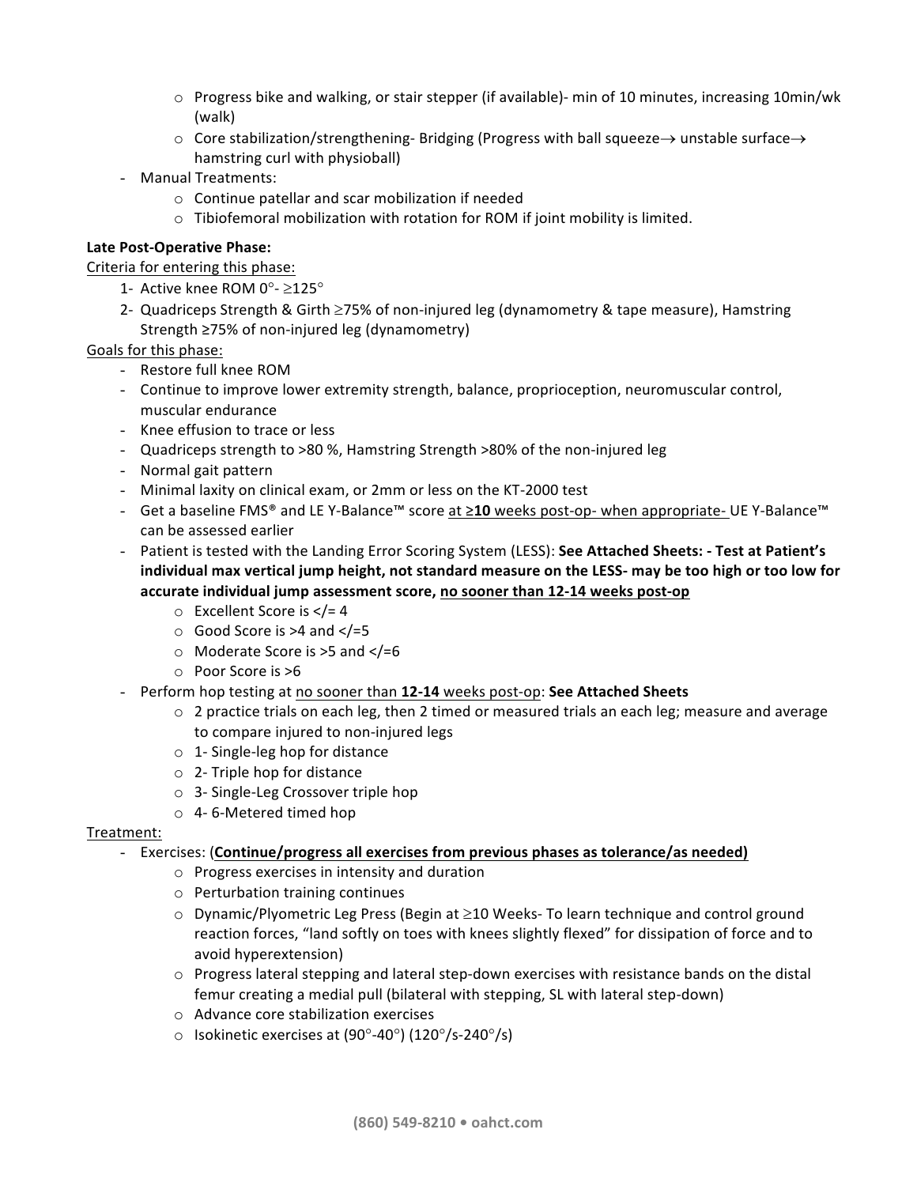- Progress bike and walking, or stair stepper (if available)- min of 10 minutes, increasing 10min/wk (walk)
    - Core stabilization/strengthening- Bridging (Progress with ball squeeze→ unstable surface→ hamstring curl with physioball)
- Manual Treatments:
    - Continue patellar and scar mobilization if needed
    - Tibiofemoral mobilization with rotation for ROM if joint mobility is limited.

**Late Post-Operative Phase:**

<u>Criteria for entering this phase:</u>

1. Active knee ROM 0°- ≥125°
2. Quadriceps Strength & Girth ≥75% of non-injured leg (dynamometry & tape measure), Hamstring Strength ≥75% of non-injured leg (dynamometry)

<u>Goals for this phase:</u>

- Restore full knee ROM
- Continue to improve lower extremity strength, balance, proprioception, neuromuscular control, muscular endurance
- Knee effusion to trace or less
- Quadriceps strength to >80 %, Hamstring Strength >80% of the non-injured leg
- Normal gait pattern
- Minimal laxity on clinical exam, or 2mm or less on the KT-2000 test
- Get a baseline FMS® and LE Y-Balance™ score <u>at ≥**10** weeks post-op- when appropriate-</u> UE Y-Balance™ can be assessed earlier
- Patient is tested with the Landing Error Scoring System (LESS): **See Attached Sheets: - Test at Patient's individual max vertical jump height, not standard measure on the LESS- may be too high or too low for accurate individual jump assessment score, <u>no sooner than 12-14 weeks post-op</u>**
    - Excellent Score is </= 4
    - Good Score is >4 and </=5
    - Moderate Score is >5 and </=6
    - Poor Score is >6
- Perform hop testing at <u>no sooner than **12-14** weeks post-op</u>: **See Attached Sheets**
    - 2 practice trials on each leg, then 2 timed or measured trials an each leg; measure and average to compare injured to non-injured legs
    - 1- Single-leg hop for distance
    - 2- Triple hop for distance
    - 3- Single-Leg Crossover triple hop
    - 4- 6-Metered timed hop

<u>Treatment:</u>

- Exercises: (**<u>Continue/progress all exercises from previous phases as tolerance/as needed)</u>**
    - Progress exercises in intensity and duration
    - Perturbation training continues
    - Dynamic/Plyometric Leg Press (Begin at ≥10 Weeks- To learn technique and control ground reaction forces, "land softly on toes with knees slightly flexed" for dissipation of force and to avoid hyperextension)
    - Progress lateral stepping and lateral step-down exercises with resistance bands on the distal femur creating a medial pull (bilateral with stepping, SL with lateral step-down)
    - Advance core stabilization exercises
    - Isokinetic exercises at (90°-40°) (120°/s-240°/s)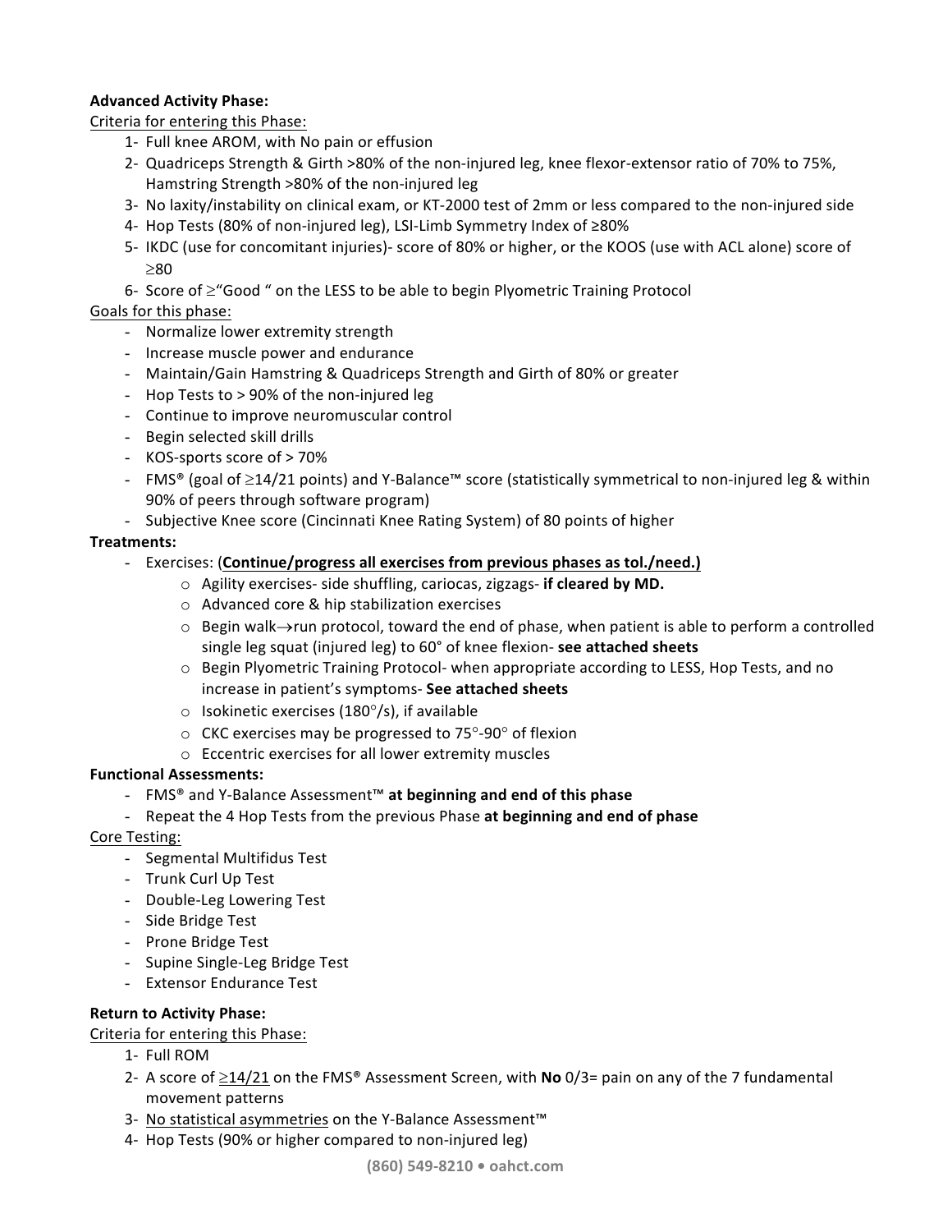**Advanced Activity Phase:**

Criteria for entering this Phase:

1- Full knee AROM, with No pain or effusion
2- Quadriceps Strength & Girth >80% of the non-injured leg, knee flexor-extensor ratio of 70% to 75%, Hamstring Strength >80% of the non-injured leg
3- No laxity/instability on clinical exam, or KT-2000 test of 2mm or less compared to the non-injured side
4- Hop Tests (80% of non-injured leg), LSI-Limb Symmetry Index of ≥80%
5- IKDC (use for concomitant injuries)- score of 80% or higher, or the KOOS (use with ACL alone) score of ≥80
6- Score of ≥"Good " on the LESS to be able to begin Plyometric Training Protocol

Goals for this phase:

- Normalize lower extremity strength
- Increase muscle power and endurance
- Maintain/Gain Hamstring & Quadriceps Strength and Girth of 80% or greater
- Hop Tests to > 90% of the non-injured leg
- Continue to improve neuromuscular control
- Begin selected skill drills
- KOS-sports score of > 70%
- FMS® (goal of ≥14/21 points) and Y-Balance™ score (statistically symmetrical to non-injured leg & within 90% of peers through software program)
- Subjective Knee score (Cincinnati Knee Rating System) of 80 points of higher

**Treatments:**

- Exercises: (**Continue/progress all exercises from previous phases as tol./need.)**
  - Agility exercises- side shuffling, cariocas, zigzags- **if cleared by MD.**
  - Advanced core & hip stabilization exercises
  - Begin walk→run protocol, toward the end of phase, when patient is able to perform a controlled single leg squat (injured leg) to 60° of knee flexion- **see attached sheets**
  - Begin Plyometric Training Protocol- when appropriate according to LESS, Hop Tests, and no increase in patient's symptoms- **See attached sheets**
  - Isokinetic exercises (180°/s), if available
  - CKC exercises may be progressed to 75°-90° of flexion
  - Eccentric exercises for all lower extremity muscles

**Functional Assessments:**

- FMS® and Y-Balance Assessment™ **at beginning and end of this phase**
- Repeat the 4 Hop Tests from the previous Phase **at beginning and end of phase**

Core Testing:

- Segmental Multifidus Test
- Trunk Curl Up Test
- Double-Leg Lowering Test
- Side Bridge Test
- Prone Bridge Test
- Supine Single-Leg Bridge Test
- Extensor Endurance Test

**Return to Activity Phase:**

Criteria for entering this Phase:

1- Full ROM
2- A score of ≥14/21 on the FMS® Assessment Screen, with **No** 0/3= pain on any of the 7 fundamental movement patterns
3- No statistical asymmetries on the Y-Balance Assessment™
4- Hop Tests (90% or higher compared to non-injured leg)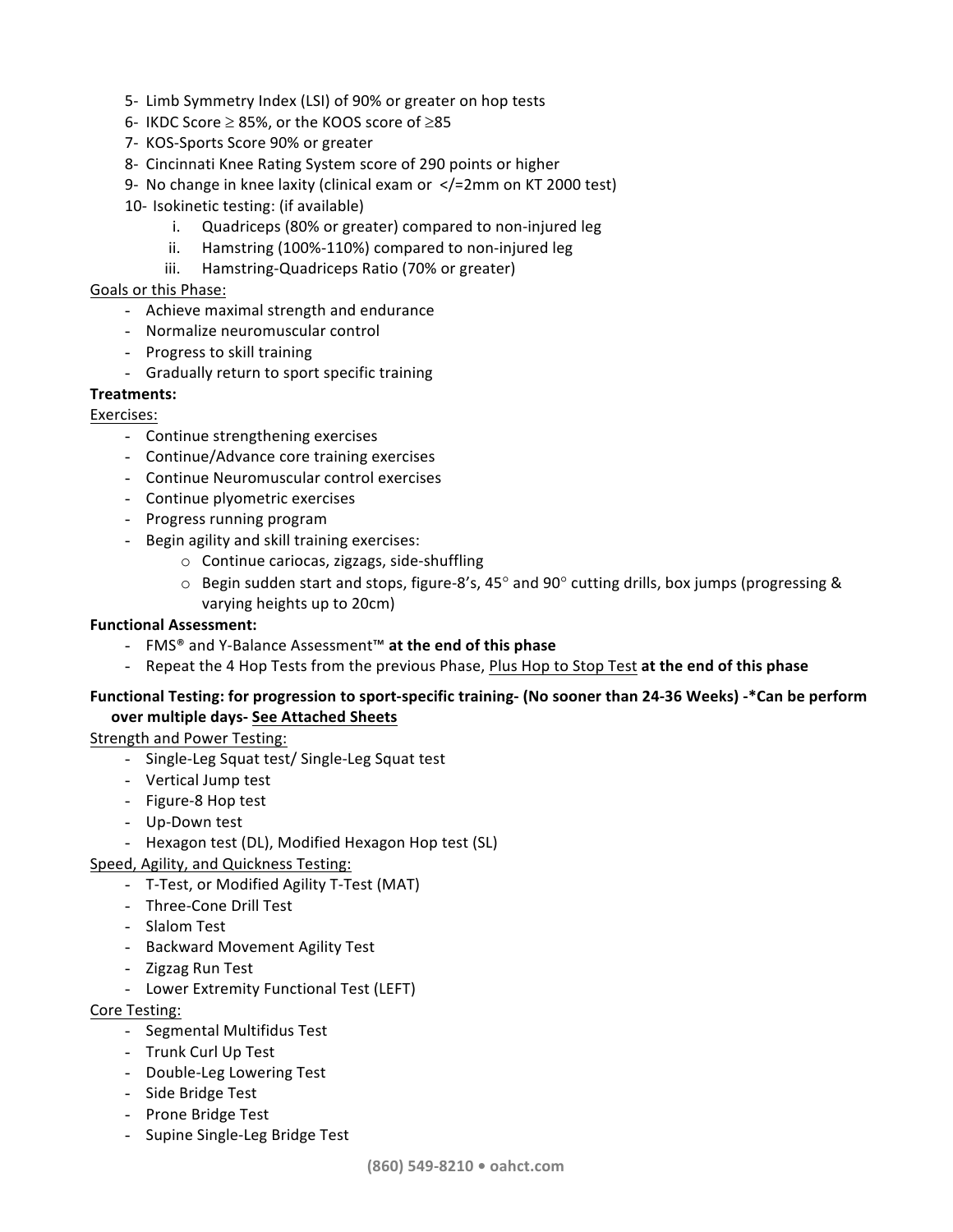5- Limb Symmetry Index (LSI) of 90% or greater on hop tests
6- IKDC Score ≥ 85%, or the KOOS score of ≥85
7- KOS-Sports Score 90% or greater
8- Cincinnati Knee Rating System score of 290 points or higher
9- No change in knee laxity (clinical exam or </=2mm on KT 2000 test)
10- Isokinetic testing: (if available)
    i. Quadriceps (80% or greater) compared to non-injured leg
    ii. Hamstring (100%-110%) compared to non-injured leg
    iii. Hamstring-Quadriceps Ratio (70% or greater)

<u>Goals or this Phase:</u>

- Achieve maximal strength and endurance
- Normalize neuromuscular control
- Progress to skill training
- Gradually return to sport specific training

**Treatments:**

<u>Exercises:</u>

- Continue strengthening exercises
- Continue/Advance core training exercises
- Continue Neuromuscular control exercises
- Continue plyometric exercises
- Progress running program
- Begin agility and skill training exercises:
    - Continue cariocas, zigzags, side-shuffling
    - Begin sudden start and stops, figure-8's, 45° and 90° cutting drills, box jumps (progressing & varying heights up to 20cm)

**Functional Assessment:**

- FMS® and Y-Balance Assessment™ **at the end of this phase**
- Repeat the 4 Hop Tests from the previous Phase, <u>Plus Hop to Stop Test</u> **at the end of this phase**

**Functional Testing: for progression to sport-specific training- (No sooner than 24-36 Weeks) -*Can be perform over multiple days- <u>See Attached Sheets</u>**

<u>Strength and Power Testing:</u>

- Single-Leg Squat test/ Single-Leg Squat test
- Vertical Jump test
- Figure-8 Hop test
- Up-Down test
- Hexagon test (DL), Modified Hexagon Hop test (SL)

<u>Speed, Agility, and Quickness Testing:</u>

- T-Test, or Modified Agility T-Test (MAT)
- Three-Cone Drill Test
- Slalom Test
- Backward Movement Agility Test
- Zigzag Run Test
- Lower Extremity Functional Test (LEFT)

<u>Core Testing:</u>

- Segmental Multifidus Test
- Trunk Curl Up Test
- Double-Leg Lowering Test
- Side Bridge Test
- Prone Bridge Test
- Supine Single-Leg Bridge Test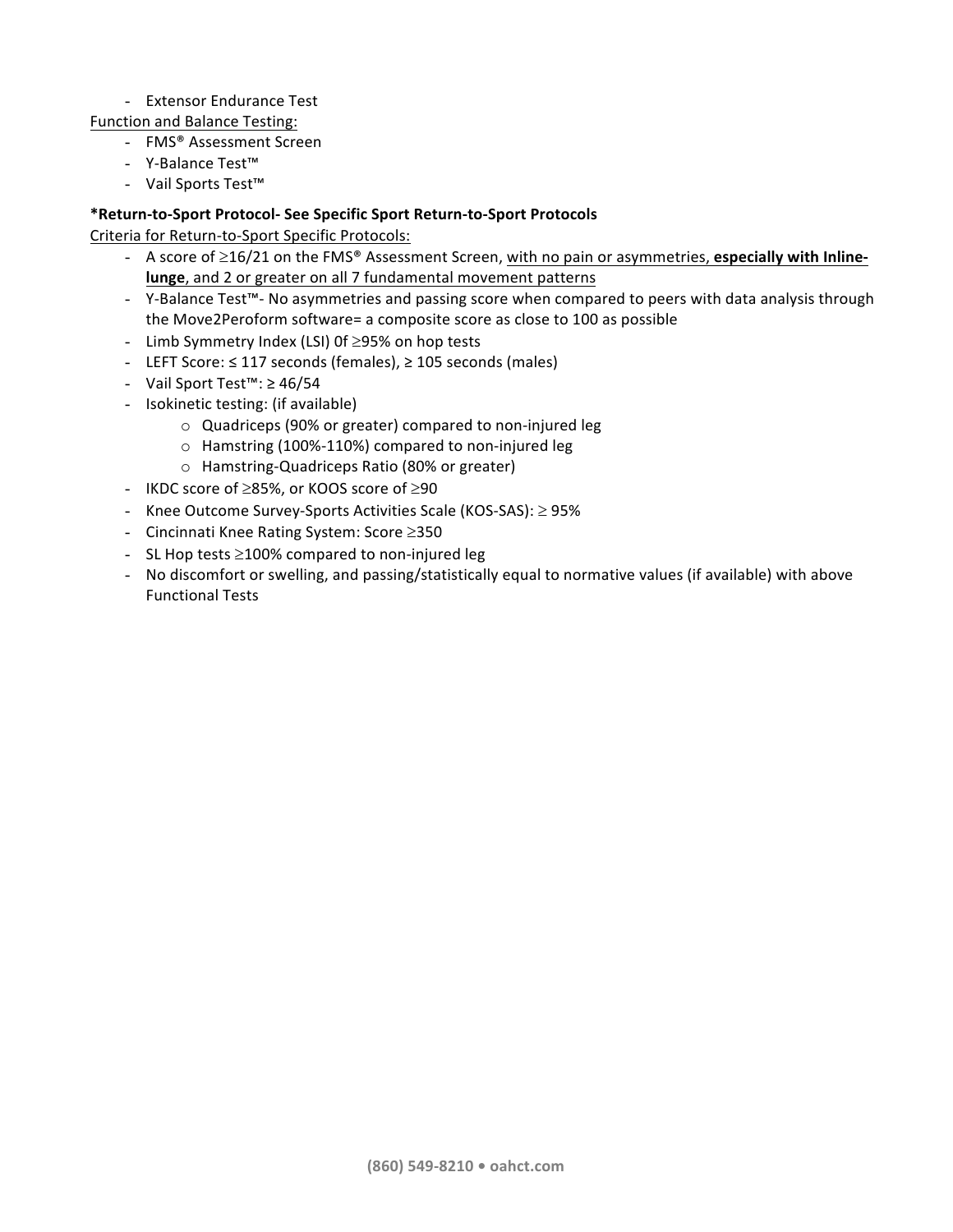- Extensor Endurance Test

Function and Balance Testing:

- FMS® Assessment Screen
- Y-Balance Test™
- Vail Sports Test™

**\*Return-to-Sport Protocol- See Specific Sport Return-to-Sport Protocols**

Criteria for Return-to-Sport Specific Protocols:

- A score of ≥16/21 on the FMS® Assessment Screen, with no pain or asymmetries, **especially with Inline-lunge**, and 2 or greater on all 7 fundamental movement patterns
- Y-Balance Test™- No asymmetries and passing score when compared to peers with data analysis through the Move2Peroform software= a composite score as close to 100 as possible
- Limb Symmetry Index (LSI) 0f ≥95% on hop tests
- LEFT Score: ≤ 117 seconds (females), ≥ 105 seconds (males)
- Vail Sport Test™: ≥ 46/54
- Isokinetic testing: (if available)
  - Quadriceps (90% or greater) compared to non-injured leg
  - Hamstring (100%-110%) compared to non-injured leg
  - Hamstring-Quadriceps Ratio (80% or greater)
- IKDC score of ≥85%, or KOOS score of ≥90
- Knee Outcome Survey-Sports Activities Scale (KOS-SAS): ≥ 95%
- Cincinnati Knee Rating System: Score ≥350
- SL Hop tests ≥100% compared to non-injured leg
- No discomfort or swelling, and passing/statistically equal to normative values (if available) with above Functional Tests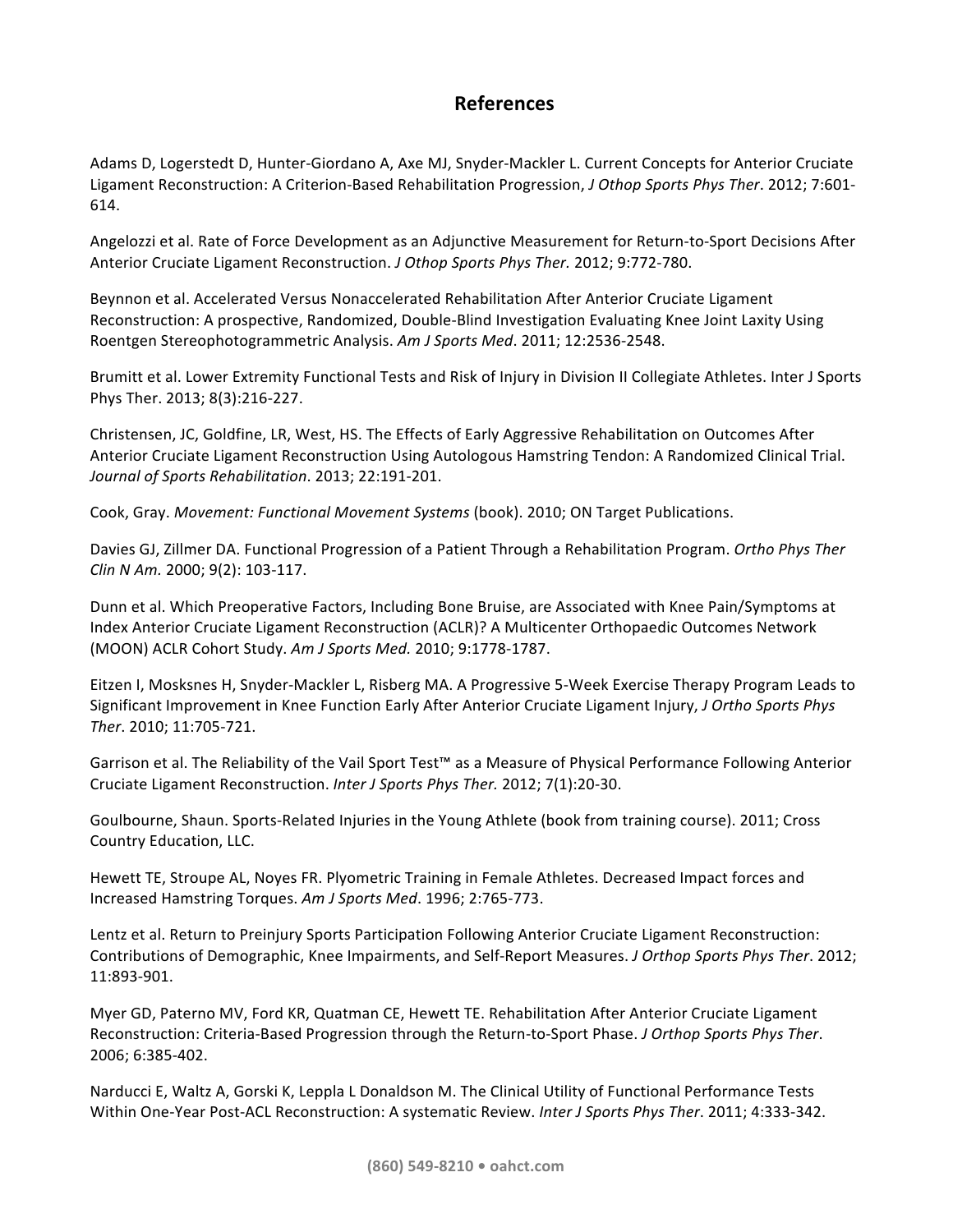# References

Adams D, Logerstedt D, Hunter-Giordano A, Axe MJ, Snyder-Mackler L. Current Concepts for Anterior Cruciate Ligament Reconstruction: A Criterion-Based Rehabilitation Progression, *J Othop Sports Phys Ther*. 2012; 7:601-614.

Angelozzi et al. Rate of Force Development as an Adjunctive Measurement for Return-to-Sport Decisions After Anterior Cruciate Ligament Reconstruction. *J Othop Sports Phys Ther.* 2012; 9:772-780.

Beynnon et al. Accelerated Versus Nonaccelerated Rehabilitation After Anterior Cruciate Ligament Reconstruction: A prospective, Randomized, Double-Blind Investigation Evaluating Knee Joint Laxity Using Roentgen Stereophotogrammetric Analysis. *Am J Sports Med*. 2011; 12:2536-2548.

Brumitt et al. Lower Extremity Functional Tests and Risk of Injury in Division II Collegiate Athletes. Inter J Sports Phys Ther. 2013; 8(3):216-227.

Christensen, JC, Goldfine, LR, West, HS. The Effects of Early Aggressive Rehabilitation on Outcomes After Anterior Cruciate Ligament Reconstruction Using Autologous Hamstring Tendon: A Randomized Clinical Trial. *Journal of Sports Rehabilitation*. 2013; 22:191-201.

Cook, Gray. *Movement: Functional Movement Systems* (book). 2010; ON Target Publications.

Davies GJ, Zillmer DA. Functional Progression of a Patient Through a Rehabilitation Program. *Ortho Phys Ther Clin N Am.* 2000; 9(2): 103-117.

Dunn et al. Which Preoperative Factors, Including Bone Bruise, are Associated with Knee Pain/Symptoms at Index Anterior Cruciate Ligament Reconstruction (ACLR)? A Multicenter Orthopaedic Outcomes Network (MOON) ACLR Cohort Study. *Am J Sports Med.* 2010; 9:1778-1787.

Eitzen I, Mosksnes H, Snyder-Mackler L, Risberg MA. A Progressive 5-Week Exercise Therapy Program Leads to Significant Improvement in Knee Function Early After Anterior Cruciate Ligament Injury, *J Ortho Sports Phys Ther*. 2010; 11:705-721.

Garrison et al. The Reliability of the Vail Sport Test™ as a Measure of Physical Performance Following Anterior Cruciate Ligament Reconstruction. *Inter J Sports Phys Ther.* 2012; 7(1):20-30.

Goulbourne, Shaun. Sports-Related Injuries in the Young Athlete (book from training course). 2011; Cross Country Education, LLC.

Hewett TE, Stroupe AL, Noyes FR. Plyometric Training in Female Athletes. Decreased Impact forces and Increased Hamstring Torques. *Am J Sports Med*. 1996; 2:765-773.

Lentz et al. Return to Preinjury Sports Participation Following Anterior Cruciate Ligament Reconstruction: Contributions of Demographic, Knee Impairments, and Self-Report Measures. *J Orthop Sports Phys Ther*. 2012; 11:893-901.

Myer GD, Paterno MV, Ford KR, Quatman CE, Hewett TE. Rehabilitation After Anterior Cruciate Ligament Reconstruction: Criteria-Based Progression through the Return-to-Sport Phase. *J Orthop Sports Phys Ther*. 2006; 6:385-402.

Narducci E, Waltz A, Gorski K, Leppla L Donaldson M. The Clinical Utility of Functional Performance Tests Within One-Year Post-ACL Reconstruction: A systematic Review. *Inter J Sports Phys Ther*. 2011; 4:333-342.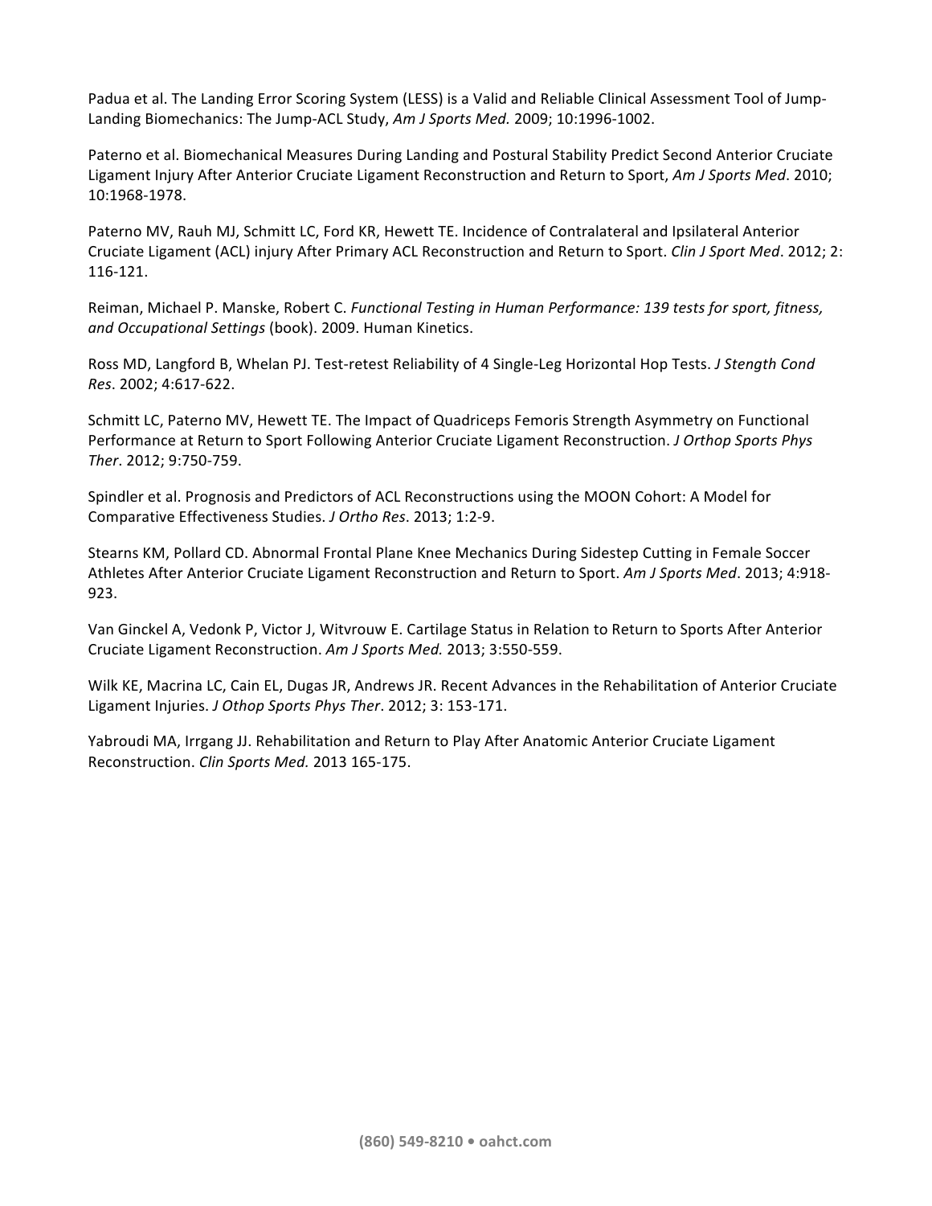Padua et al. The Landing Error Scoring System (LESS) is a Valid and Reliable Clinical Assessment Tool of Jump-Landing Biomechanics: The Jump-ACL Study, *Am J Sports Med.* 2009; 10:1996-1002.

Paterno et al. Biomechanical Measures During Landing and Postural Stability Predict Second Anterior Cruciate Ligament Injury After Anterior Cruciate Ligament Reconstruction and Return to Sport, *Am J Sports Med*. 2010; 10:1968-1978.

Paterno MV, Rauh MJ, Schmitt LC, Ford KR, Hewett TE. Incidence of Contralateral and Ipsilateral Anterior Cruciate Ligament (ACL) injury After Primary ACL Reconstruction and Return to Sport. *Clin J Sport Med*. 2012; 2: 116-121.

Reiman, Michael P. Manske, Robert C. *Functional Testing in Human Performance: 139 tests for sport, fitness, and Occupational Settings* (book). 2009. Human Kinetics.

Ross MD, Langford B, Whelan PJ. Test-retest Reliability of 4 Single-Leg Horizontal Hop Tests. *J Stength Cond Res*. 2002; 4:617-622.

Schmitt LC, Paterno MV, Hewett TE. The Impact of Quadriceps Femoris Strength Asymmetry on Functional Performance at Return to Sport Following Anterior Cruciate Ligament Reconstruction. *J Orthop Sports Phys Ther*. 2012; 9:750-759.

Spindler et al. Prognosis and Predictors of ACL Reconstructions using the MOON Cohort: A Model for Comparative Effectiveness Studies. *J Ortho Res*. 2013; 1:2-9.

Stearns KM, Pollard CD. Abnormal Frontal Plane Knee Mechanics During Sidestep Cutting in Female Soccer Athletes After Anterior Cruciate Ligament Reconstruction and Return to Sport. *Am J Sports Med*. 2013; 4:918-923.

Van Ginckel A, Vedonk P, Victor J, Witvrouw E. Cartilage Status in Relation to Return to Sports After Anterior Cruciate Ligament Reconstruction. *Am J Sports Med.* 2013; 3:550-559.

Wilk KE, Macrina LC, Cain EL, Dugas JR, Andrews JR. Recent Advances in the Rehabilitation of Anterior Cruciate Ligament Injuries. *J Othop Sports Phys Ther*. 2012; 3: 153-171.

Yabroudi MA, Irrgang JJ. Rehabilitation and Return to Play After Anatomic Anterior Cruciate Ligament Reconstruction. *Clin Sports Med.* 2013 165-175.